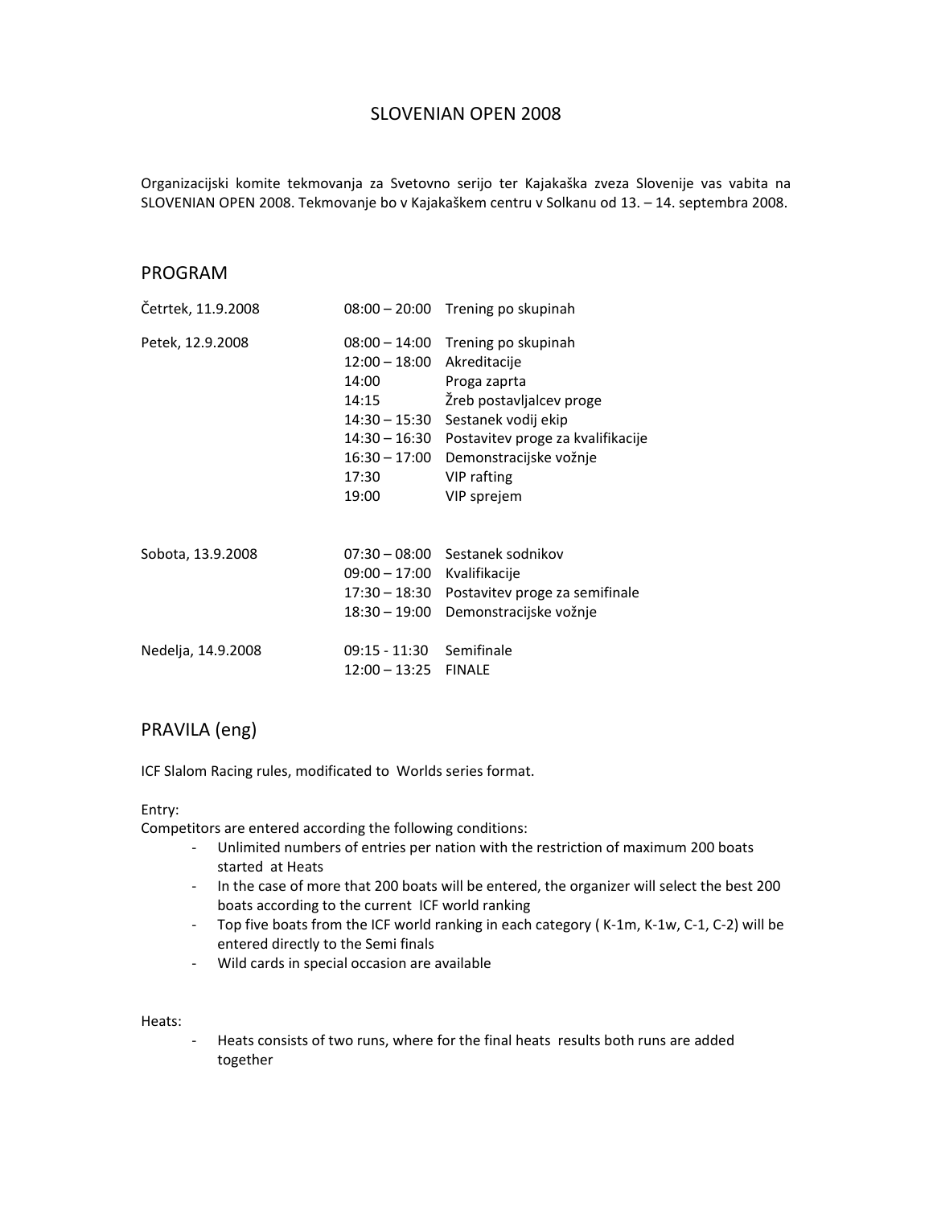# SLOVENIAN OPEN 2008

Organizacijski komite tekmovanja za Svetovno serijo ter Kajakaška zveza Slovenije vas vabita na SLOVENIAN OPEN 2008. Tekmovanje bo v Kajakaškem centru v Solkanu od 13. – 14. septembra 2008.

## PROGRAM

| | | |
|---|---|---|
| Četrtek, 11.9.2008 | 08:00 – 20:00 | Trening po skupinah |
| Petek, 12.9.2008 | 08:00 – 14:00 | Trening po skupinah |
| | 12:00 – 18:00 | Akreditacije |
| | 14:00 | Proga zaprta |
| | 14:15 | Žreb postavljalcev proge |
| | 14:30 – 15:30 | Sestanek vodij ekip |
| | 14:30 – 16:30 | Postavitev proge za kvalifikacije |
| | 16:30 – 17:00 | Demonstracijske vožnje |
| | 17:30 | VIP rafting |
| | 19:00 | VIP sprejem |
| Sobota, 13.9.2008 | 07:30 – 08:00 | Sestanek sodnikov |
| | 09:00 – 17:00 | Kvalifikacije |
| | 17:30 – 18:30 | Postavitev proge za semifinale |
| | 18:30 – 19:00 | Demonstracijske vožnje |
| Nedelja, 14.9.2008 | 09:15 - 11:30 | Semifinale |
| | 12:00 – 13:25 | FINALE |

## PRAVILA (eng)

ICF Slalom Racing rules, modificated to Worlds series format.

Entry:
Competitors are entered according the following conditions:

- Unlimited numbers of entries per nation with the restriction of maximum 200 boats started at Heats
- In the case of more that 200 boats will be entered, the organizer will select the best 200 boats according to the current ICF world ranking
- Top five boats from the ICF world ranking in each category ( K-1m, K-1w, C-1, C-2) will be entered directly to the Semi finals
- Wild cards in special occasion are available

Heats:

- Heats consists of two runs, where for the final heats results both runs are added together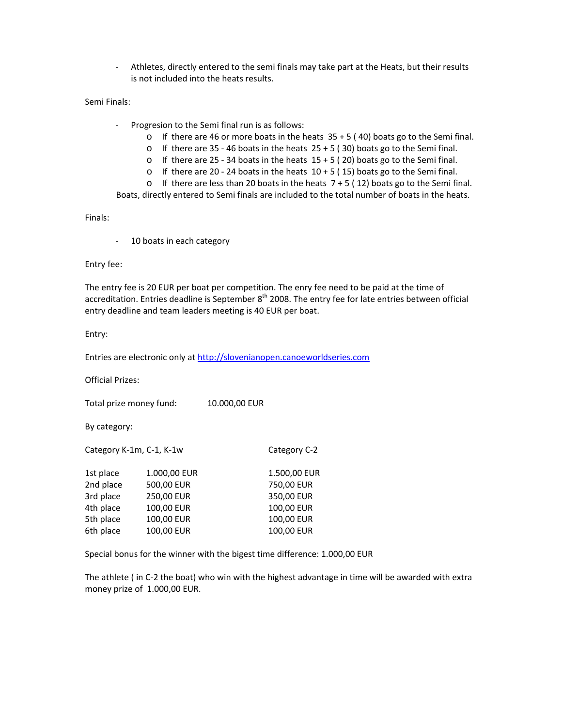- Athletes, directly entered to the semi finals may take part at the Heats, but their results is not included into the heats results.

Semi Finals:

- Progresion to the Semi final run is as follows:
    - If there are 46 or more boats in the heats 35 + 5 ( 40) boats go to the Semi final.
    - If there are 35 - 46 boats in the heats 25 + 5 ( 30) boats go to the Semi final.
    - If there are 25 - 34 boats in the heats 15 + 5 ( 20) boats go to the Semi final.
    - If there are 20 - 24 boats in the heats 10 + 5 ( 15) boats go to the Semi final.
    - If there are less than 20 boats in the heats 7 + 5 ( 12) boats go to the Semi final.

Boats, directly entered to Semi finals are included to the total number of boats in the heats.

Finals:

- 10 boats in each category

Entry fee:

The entry fee is 20 EUR per boat per competition. The enry fee need to be paid at the time of accreditation. Entries deadline is September 8th 2008. The entry fee for late entries between official entry deadline and team leaders meeting is 40 EUR per boat.

Entry:

Entries are electronic only at http://slovenianopen.canoeworldseries.com

Official Prizes:

Total prize money fund: 10.000,00 EUR

By category:

| | Category K-1m, C-1, K-1w | Category C-2 |
|---|---|---|
| 1st place | 1.000,00 EUR | 1.500,00 EUR |
| 2nd place | 500,00 EUR | 750,00 EUR |
| 3rd place | 250,00 EUR | 350,00 EUR |
| 4th place | 100,00 EUR | 100,00 EUR |
| 5th place | 100,00 EUR | 100,00 EUR |
| 6th place | 100,00 EUR | 100,00 EUR |

Special bonus for the winner with the bigest time difference: 1.000,00 EUR

The athlete ( in C-2 the boat) who win with the highest advantage in time will be awarded with extra money prize of 1.000,00 EUR.